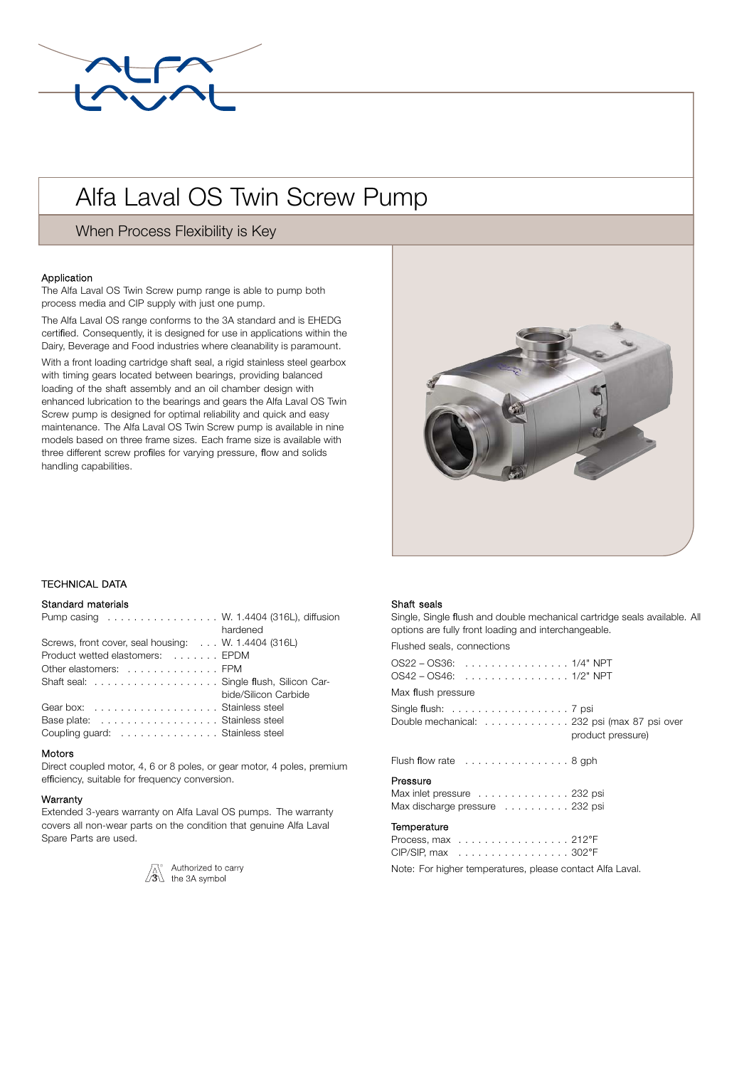# Alfa Laval OS Twin Screw Pump

## When Process Flexibility is Key

### Application

The Alfa Laval OS Twin Screw pump range is able to pump both process media and CIP supply with just one pump.

The Alfa Laval OS range conforms to the 3A standard and is EHEDG certified. Consequently, it is designed for use in applications within the Dairy, Beverage and Food industries where cleanability is paramount.

With a front loading cartridge shaft seal, a rigid stainless steel gearbox with timing gears located between bearings, providing balanced loading of the shaft assembly and an oil chamber design with enhanced lubrication to the bearings and gears the Alfa Laval OS Twin Screw pump is designed for optimal reliability and quick and easy maintenance. The Alfa Laval OS Twin Screw pump is available in nine models based on three frame sizes. Each frame size is available with three different screw profiles for varying pressure, flow and solids handling capabilities.

## TECHNICAL DATA

### Standard materials

| | |
|---|---|
| Pump casing | W. 1.4404 (316L), diffusion hardened |
| Screws, front cover, seal housing: | W. 1.4404 (316L) |
| Product wetted elastomers: | EPDM |
| Other elastomers: | FPM |
| Shaft seal: | Single flush, Silicon Carbide/Silicon Carbide |
| Gear box: | Stainless steel |
| Base plate: | Stainless steel |
| Coupling guard: | Stainless steel |

### Motors

Direct coupled motor, 4, 6 or 8 poles, or gear motor, 4 poles, premium efficiency, suitable for frequency conversion.

### Warranty

Extended 3-years warranty on Alfa Laval OS pumps. The warranty covers all non-wear parts on the condition that genuine Alfa Laval Spare Parts are used.

Authorized to carry the 3A symbol

### Shaft seals

Single, Single flush and double mechanical cartridge seals available. All options are fully front loading and interchangeable.

Flushed seals, connections

| | |
|---|---|
| OS22 – OS36: | 1/4" NPT |
| OS42 – OS46: | 1/2" NPT |

Max flush pressure

| | |
|---|---|
| Single flush: | 7 psi |
| Double mechanical: | 232 psi (max 87 psi over product pressure) |

| | |
|---|---|
| Flush flow rate | 8 gph |

### Pressure

| | |
|---|---|
| Max inlet pressure | 232 psi |
| Max discharge pressure | 232 psi |

### Temperature

| | |
|---|---|
| Process, max | 212°F |
| CIP/SIP, max | 302°F |

Note: For higher temperatures, please contact Alfa Laval.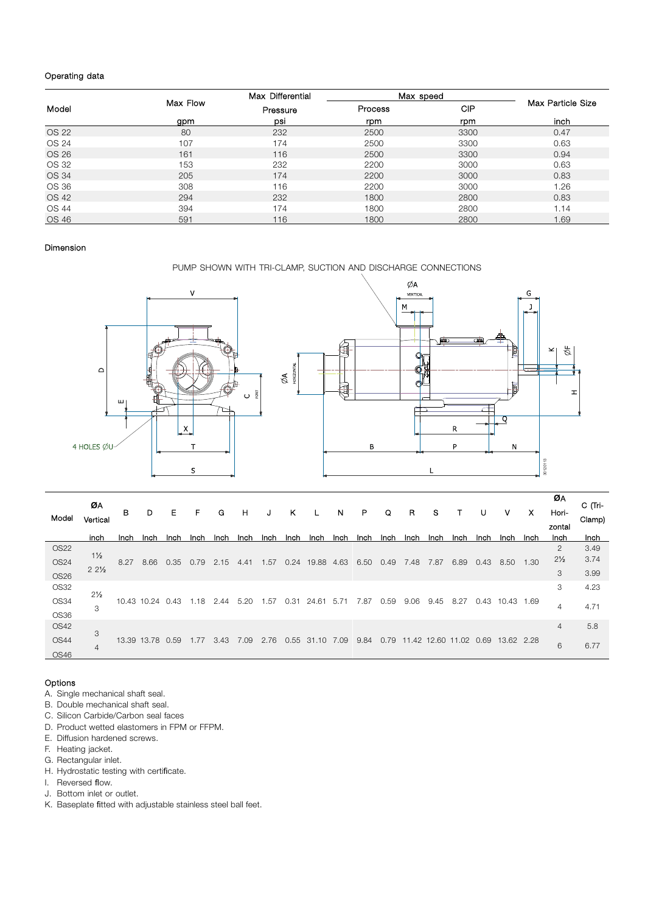Operating data

| Model | Max Flow | Max Differential Pressure | Max speed | | Max Particle Size |
|---|---|---|---|---|---|
| | | | Process | CIP | |
| | gpm | psi | rpm | rpm | inch |
| OS 22 | 80 | 232 | 2500 | 3300 | 0.47 |
| OS 24 | 107 | 174 | 2500 | 3300 | 0.63 |
| OS 26 | 161 | 116 | 2500 | 3300 | 0.94 |
| OS 32 | 153 | 232 | 2200 | 3000 | 0.63 |
| OS 34 | 205 | 174 | 2200 | 3000 | 0.83 |
| OS 36 | 308 | 116 | 2200 | 3000 | 1.26 |
| OS 42 | 294 | 232 | 1800 | 2800 | 0.83 |
| OS 44 | 394 | 174 | 1800 | 2800 | 1.14 |
| OS 46 | 591 | 116 | 1800 | 2800 | 1.69 |

Dimension

PUMP SHOWN WITH TRI-CLAMP, SUCTION AND DISCHARGE CONNECTIONS

4 HOLES ØU

| Model | ØA Vertical | B | D | E | F | G | H | J | K | L | N | P | Q | R | S | T | U | V | X | ØA Hori-zontal | C (Tri-Clamp) |
|---|---|---|---|---|---|---|---|---|---|---|---|---|---|---|---|---|---|---|---|---|---|
| | inch | Inch | Inch | Inch | Inch | Inch | Inch | Inch | Inch | Inch | Inch | Inch | Inch | Inch | Inch | Inch | Inch | Inch | Inch | Inch | Inch |
| OS22 | 1½ | 8.27 | 8.66 | 0.35 | 0.79 | 2.15 | 4.41 | 1.57 | 0.24 | 19.88 | 4.63 | 6.50 | 0.49 | 7.48 | 7.87 | 6.89 | 0.43 | 8.50 | 1.30 | 2 | 3.49 |
| OS24 | 2 2½ | | | | | | | | | | | | | | | | | | | 2½ | 3.74 |
| OS26 | | | | | | | | | | | | | | | | | | | | 3 | 3.99 |
| OS32 | 2½ | 10.43 | 10.24 | 0.43 | 1.18 | 2.44 | 5.20 | 1.57 | 0.31 | 24.61 | 5.71 | 7.87 | 0.59 | 9.06 | 9.45 | 8.27 | 0.43 | 10.43 | 1.69 | 3 | 4.23 |
| OS34 | 3 | | | | | | | | | | | | | | | | | | | 4 | 4.71 |
| OS36 | | | | | | | | | | | | | | | | | | | | | |
| OS42 | 3 | 13.39 | 13.78 | 0.59 | 1.77 | 3.43 | 7.09 | 2.76 | 0.55 | 31.10 | 7.09 | 9.84 | 0.79 | 11.42 | 12.60 | 11.02 | 0.69 | 13.62 | 2.28 | 4 | 5.8 |
| OS44 | 4 | | | | | | | | | | | | | | | | | | | 6 | 6.77 |
| OS46 | | | | | | | | | | | | | | | | | | | | | |

Options

A. Single mechanical shaft seal.
B. Double mechanical shaft seal.
C. Silicon Carbide/Carbon seal faces
D. Product wetted elastomers in FPM or FFPM.
E. Diffusion hardened screws.
F. Heating jacket.
G. Rectangular inlet.
H. Hydrostatic testing with certificate.
I. Reversed flow.
J. Bottom inlet or outlet.
K. Baseplate fitted with adjustable stainless steel ball feet.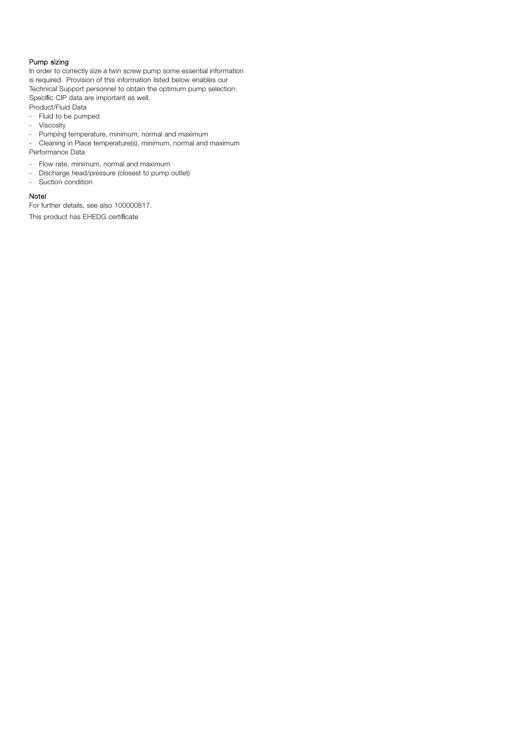## Pump sizing

In order to correctly size a twin screw pump some essential information is required. Provision of this information listed below enables our Technical Support personnel to obtain the optimum pump selection. Specific CIP data are important as well.

Product/Fluid Data

- Fluid to be pumped
- Viscosity
- Pumping temperature, minimum, normal and maximum
- Cleaning in Place temperature(s), minimum, normal and maximum

Performance Data

- Flow rate, minimum, normal and maximum
- Discharge head/pressure (closest to pump outlet)
- Suction condition

### Note!

For further details, see also 100000817.

This product has EHEDG certificate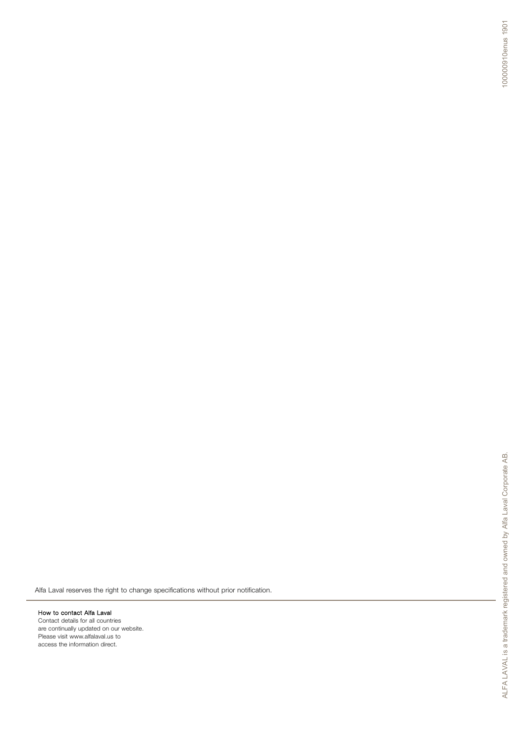Alfa Laval reserves the right to change specifications without prior notification.

**How to contact Alfa Laval**
Contact details for all countries
are continually updated on our website.
Please visit www.alfalaval.us to
access the information direct.

ALFA LAVAL is a trademark registered and owned by Alfa Laval Corporate AB.

100000910enus 1901